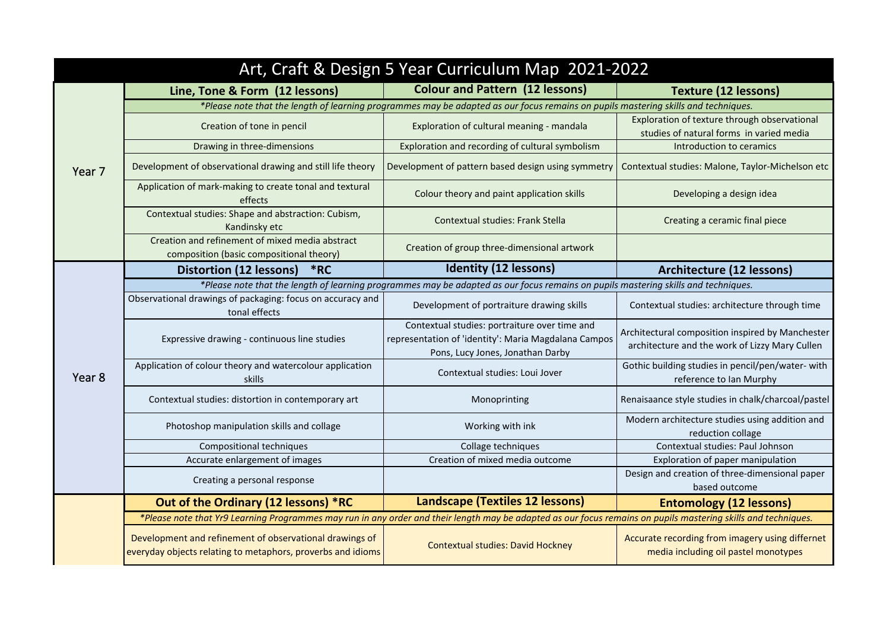# Art, Craft & Design 5 Year Curriculum Map 2021-2022

| | Line, Tone & Form (12 lessons) | Colour and Pattern (12 lessons) | Texture (12 lessons) |
|---|---|---|---|
| Year 7 | *\*Please note that the length of learning programmes may be adapted as our focus remains on pupils mastering skills and techniques.* | | |
| | Creation of tone in pencil | Exploration of cultural meaning - mandala | Exploration of texture through observational studies of natural forms in varied media |
| | Drawing in three-dimensions | Exploration and recording of cultural symbolism | Introduction to ceramics |
| | Development of observational drawing and still life theory | Development of pattern based design using symmetry | Contextual studies: Malone, Taylor-Michelson etc |
| | Application of mark-making to create tonal and textural effects | Colour theory and paint application skills | Developing a design idea |
| | Contextual studies: Shape and abstraction: Cubism, Kandinsky etc | Contextual studies: Frank Stella | Creating a ceramic final piece |
| | Creation and refinement of mixed media abstract composition (basic compositional theory) | Creation of group three-dimensional artwork | |
| | **Distortion (12 lessons) *RC** | **Identity (12 lessons)** | **Architecture (12 lessons)** |
| Year 8 | *\*Please note that the length of learning programmes may be adapted as our focus remains on pupils mastering skills and techniques.* | | |
| | Observational drawings of packaging: focus on accuracy and tonal effects | Development of portraiture drawing skills | Contextual studies: architecture through time |
| | Expressive drawing - continuous line studies | Contextual studies: portraiture over time and representation of 'identity': Maria Magdalana Campos Pons, Lucy Jones, Jonathan Darby | Architectural composition inspired by Manchester architecture and the work of Lizzy Mary Cullen |
| | Application of colour theory and watercolour application skills | Contextual studies: Loui Jover | Gothic building studies in pencil/pen/water- with reference to Ian Murphy |
| | Contextual studies: distortion in contemporary art | Monoprinting | Renaisaance style studies in chalk/charcoal/pastel |
| | Photoshop manipulation skills and collage | Working with ink | Modern architecture studies using addition and reduction collage |
| | Compositional techniques | Collage techniques | Contextual studies: Paul Johnson |
| | Accurate enlargement of images | Creation of mixed media outcome | Exploration of paper manipulation |
| | Creating a personal response | | Design and creation of three-dimensional paper based outcome |
| | **Out of the Ordinary (12 lessons) *RC** | **Landscape (Textiles 12 lessons)** | **Entomology (12 lessons)** |
| | *\*Please note that Yr9 Learning Programmes may run in any order and their length may be adapted as our focus remains on pupils mastering skills and techniques.* | | |
| | Development and refinement of observational drawings of everyday objects relating to metaphors, proverbs and idioms | Contextual studies: David Hockney | Accurate recording from imagery using differnet media including oil pastel monotypes |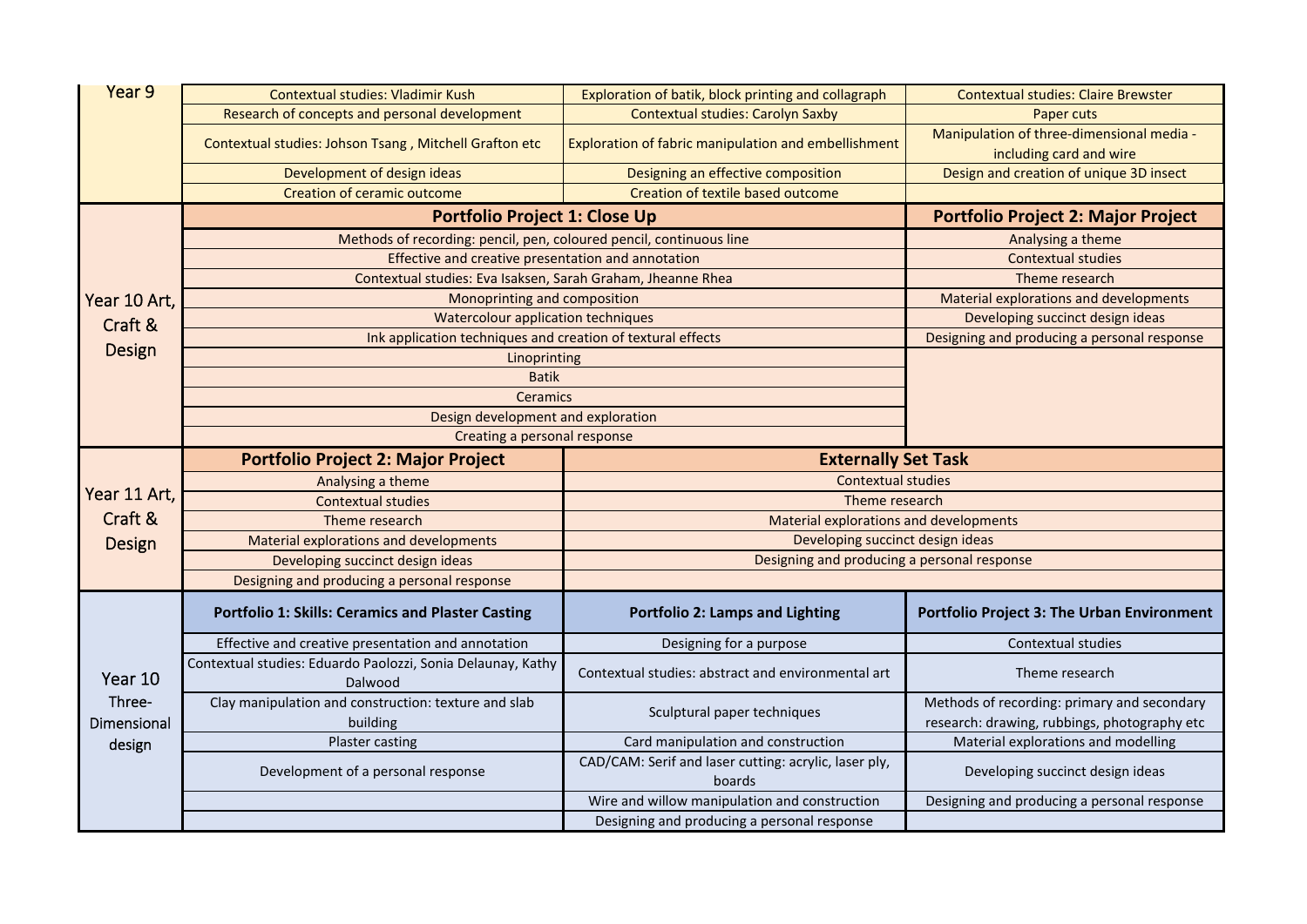| | | | |
|---|---|---|---|
| Year 9 | Contextual studies: Vladimir Kush | Exploration of batik, block printing and collagraph | Contextual studies: Claire Brewster |
| | Research of concepts and personal development | Contextual studies: Carolyn Saxby | Paper cuts |
| | Contextual studies: Johson Tsang , Mitchell Grafton etc | Exploration of fabric manipulation and embellishment | Manipulation of three-dimensional media - including card and wire |
| | Development of design ideas | Designing an effective composition | Design and creation of unique 3D insect |
| | Creation of ceramic outcome | Creation of textile based outcome | |
| Year 10 Art, Craft & Design | **Portfolio Project 1: Close Up** | | **Portfolio Project 2: Major Project** |
| | Methods of recording: pencil, pen, coloured pencil, continuous line | | Analysing a theme |
| | Effective and creative presentation and annotation | | Contextual studies |
| | Contextual studies: Eva Isaksen, Sarah Graham, Jheanne Rhea | | Theme research |
| | Monoprinting and composition | | Material explorations and developments |
| | Watercolour application techniques | | Developing succinct design ideas |
| | Ink application techniques and creation of textural effects | | Designing and producing a personal response |
| | Linoprinting | | |
| | Batik | | |
| | Ceramics | | |
| | Design development and exploration | | |
| | Creating a personal response | | |
| Year 11 Art, Craft & Design | **Portfolio Project 2: Major Project** | **Externally Set Task** | |
| | Analysing a theme | Contextual studies | |
| | Contextual studies | Theme research | |
| | Theme research | Material explorations and developments | |
| | Material explorations and developments | Developing succinct design ideas | |
| | Developing succinct design ideas | Designing and producing a personal response | |
| | Designing and producing a personal response | | |
| Year 10 Three-Dimensional design | **Portfolio 1: Skills: Ceramics and Plaster Casting** | **Portfolio 2: Lamps and Lighting** | **Portfolio Project 3: The Urban Environment** |
| | Effective and creative presentation and annotation | Designing for a purpose | Contextual studies |
| | Contextual studies: Eduardo Paolozzi, Sonia Delaunay, Kathy Dalwood | Contextual studies: abstract and environmental art | Theme research |
| | Clay manipulation and construction: texture and slab building | Sculptural paper techniques | Methods of recording: primary and secondary research: drawing, rubbings, photography etc |
| | Plaster casting | Card manipulation and construction | Material explorations and modelling |
| | Development of a personal response | CAD/CAM: Serif and laser cutting: acrylic, laser ply, boards | Developing succinct design ideas |
| | | Wire and willow manipulation and construction | Designing and producing a personal response |
| | | Designing and producing a personal response | |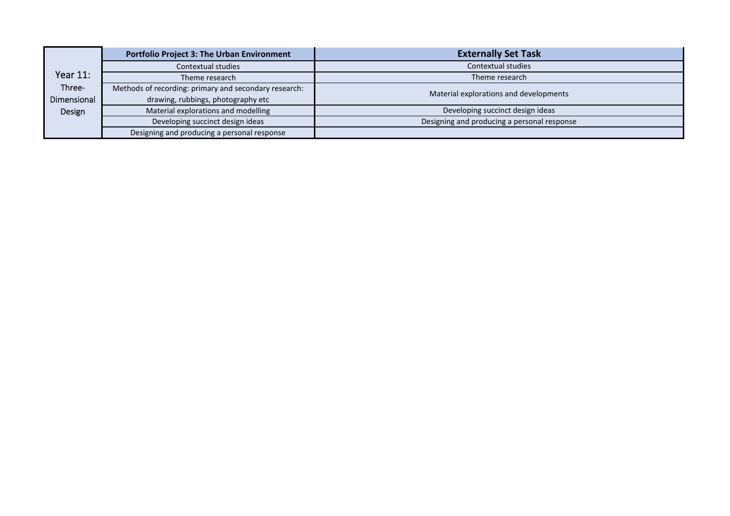| Year 11: Three-Dimensional Design | Portfolio Project 3: The Urban Environment | Externally Set Task |
|---|---|---|
| | Contextual studies | Contextual studies |
| | Theme research | Theme research |
| | Methods of recording: primary and secondary research: drawing, rubbings, photography etc | Material explorations and developments |
| | Material explorations and modelling | Developing succinct design ideas |
| | Developing succinct design ideas | Designing and producing a personal response |
| | Designing and producing a personal response | |